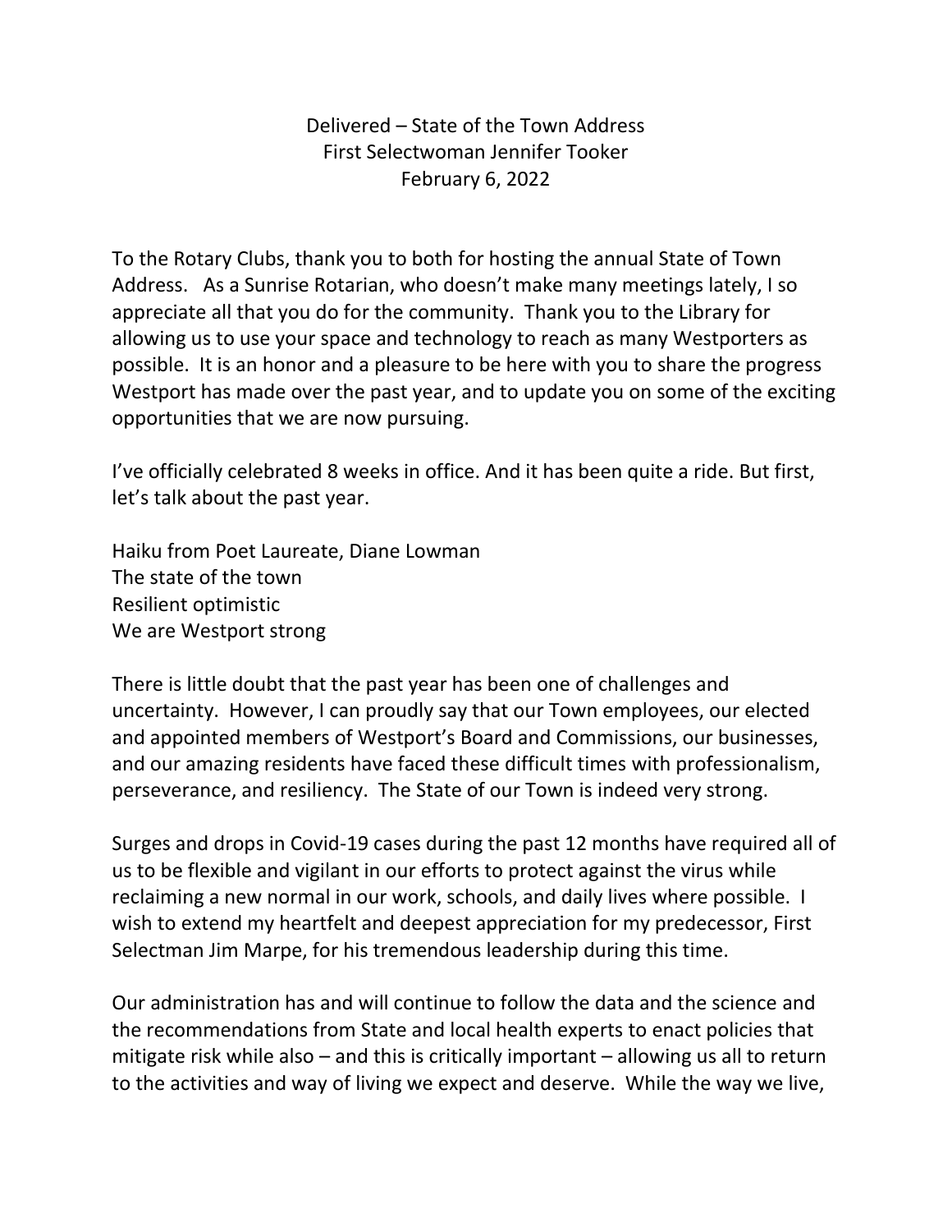Delivered – State of the Town Address
First Selectwoman Jennifer Tooker
February 6, 2022

To the Rotary Clubs, thank you to both for hosting the annual State of Town Address. As a Sunrise Rotarian, who doesn't make many meetings lately, I so appreciate all that you do for the community. Thank you to the Library for allowing us to use your space and technology to reach as many Westporters as possible. It is an honor and a pleasure to be here with you to share the progress Westport has made over the past year, and to update you on some of the exciting opportunities that we are now pursuing.

I've officially celebrated 8 weeks in office. And it has been quite a ride. But first, let's talk about the past year.

Haiku from Poet Laureate, Diane Lowman
The state of the town
Resilient optimistic
We are Westport strong

There is little doubt that the past year has been one of challenges and uncertainty. However, I can proudly say that our Town employees, our elected and appointed members of Westport's Board and Commissions, our businesses, and our amazing residents have faced these difficult times with professionalism, perseverance, and resiliency. The State of our Town is indeed very strong.

Surges and drops in Covid-19 cases during the past 12 months have required all of us to be flexible and vigilant in our efforts to protect against the virus while reclaiming a new normal in our work, schools, and daily lives where possible. I wish to extend my heartfelt and deepest appreciation for my predecessor, First Selectman Jim Marpe, for his tremendous leadership during this time.

Our administration has and will continue to follow the data and the science and the recommendations from State and local health experts to enact policies that mitigate risk while also – and this is critically important – allowing us all to return to the activities and way of living we expect and deserve. While the way we live,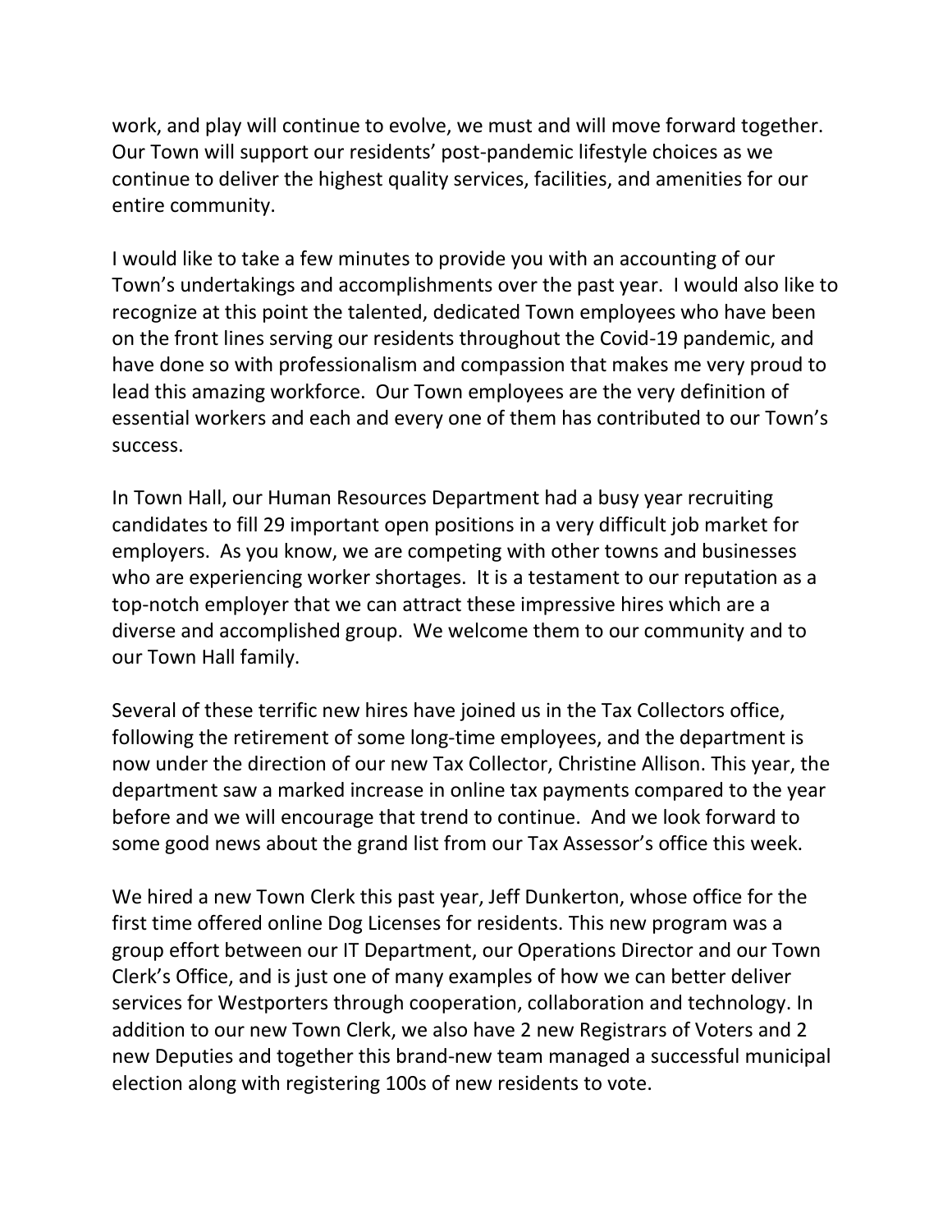work, and play will continue to evolve, we must and will move forward together. Our Town will support our residents' post-pandemic lifestyle choices as we continue to deliver the highest quality services, facilities, and amenities for our entire community.

I would like to take a few minutes to provide you with an accounting of our Town's undertakings and accomplishments over the past year. I would also like to recognize at this point the talented, dedicated Town employees who have been on the front lines serving our residents throughout the Covid-19 pandemic, and have done so with professionalism and compassion that makes me very proud to lead this amazing workforce. Our Town employees are the very definition of essential workers and each and every one of them has contributed to our Town's success.

In Town Hall, our Human Resources Department had a busy year recruiting candidates to fill 29 important open positions in a very difficult job market for employers. As you know, we are competing with other towns and businesses who are experiencing worker shortages. It is a testament to our reputation as a top-notch employer that we can attract these impressive hires which are a diverse and accomplished group. We welcome them to our community and to our Town Hall family.

Several of these terrific new hires have joined us in the Tax Collectors office, following the retirement of some long-time employees, and the department is now under the direction of our new Tax Collector, Christine Allison. This year, the department saw a marked increase in online tax payments compared to the year before and we will encourage that trend to continue. And we look forward to some good news about the grand list from our Tax Assessor's office this week.

We hired a new Town Clerk this past year, Jeff Dunkerton, whose office for the first time offered online Dog Licenses for residents. This new program was a group effort between our IT Department, our Operations Director and our Town Clerk's Office, and is just one of many examples of how we can better deliver services for Westporters through cooperation, collaboration and technology. In addition to our new Town Clerk, we also have 2 new Registrars of Voters and 2 new Deputies and together this brand-new team managed a successful municipal election along with registering 100s of new residents to vote.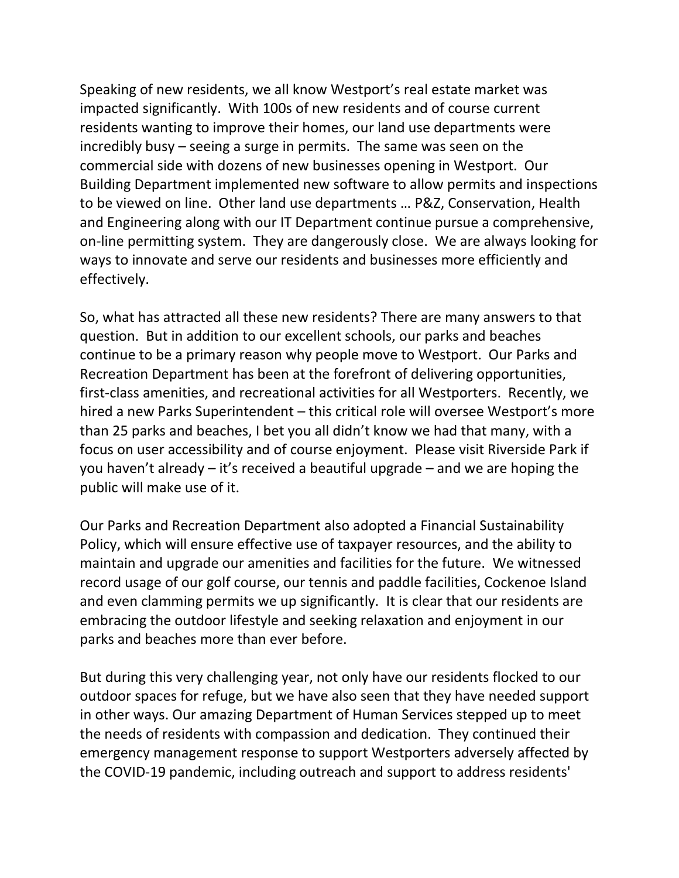Speaking of new residents, we all know Westport's real estate market was impacted significantly. With 100s of new residents and of course current residents wanting to improve their homes, our land use departments were incredibly busy – seeing a surge in permits. The same was seen on the commercial side with dozens of new businesses opening in Westport. Our Building Department implemented new software to allow permits and inspections to be viewed on line. Other land use departments … P&Z, Conservation, Health and Engineering along with our IT Department continue pursue a comprehensive, on-line permitting system. They are dangerously close. We are always looking for ways to innovate and serve our residents and businesses more efficiently and effectively.

So, what has attracted all these new residents? There are many answers to that question. But in addition to our excellent schools, our parks and beaches continue to be a primary reason why people move to Westport. Our Parks and Recreation Department has been at the forefront of delivering opportunities, first-class amenities, and recreational activities for all Westporters. Recently, we hired a new Parks Superintendent – this critical role will oversee Westport's more than 25 parks and beaches, I bet you all didn't know we had that many, with a focus on user accessibility and of course enjoyment. Please visit Riverside Park if you haven't already – it's received a beautiful upgrade – and we are hoping the public will make use of it.

Our Parks and Recreation Department also adopted a Financial Sustainability Policy, which will ensure effective use of taxpayer resources, and the ability to maintain and upgrade our amenities and facilities for the future. We witnessed record usage of our golf course, our tennis and paddle facilities, Cockenoe Island and even clamming permits we up significantly. It is clear that our residents are embracing the outdoor lifestyle and seeking relaxation and enjoyment in our parks and beaches more than ever before.

But during this very challenging year, not only have our residents flocked to our outdoor spaces for refuge, but we have also seen that they have needed support in other ways. Our amazing Department of Human Services stepped up to meet the needs of residents with compassion and dedication. They continued their emergency management response to support Westporters adversely affected by the COVID-19 pandemic, including outreach and support to address residents'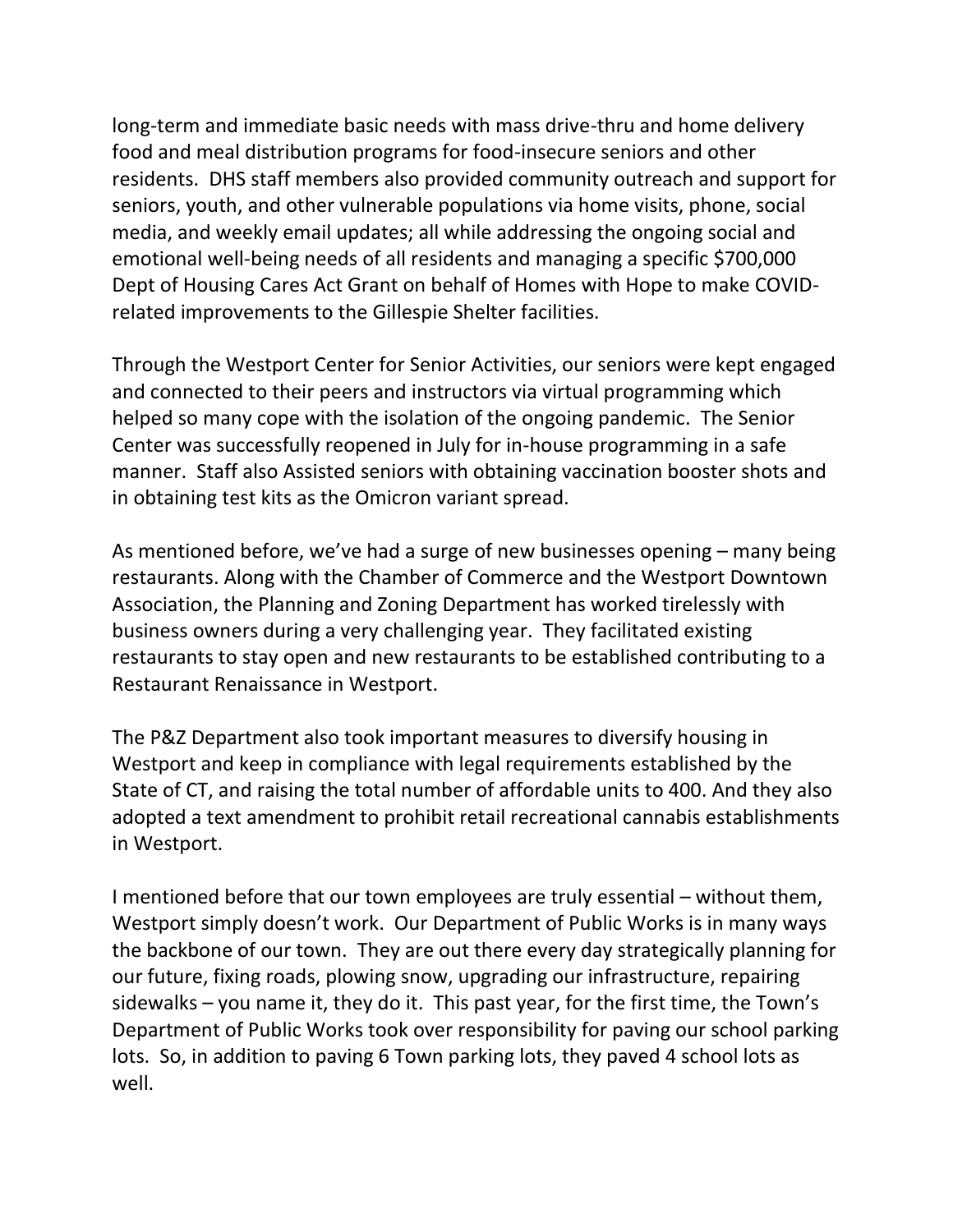long-term and immediate basic needs with mass drive-thru and home delivery food and meal distribution programs for food-insecure seniors and other residents.  DHS staff members also provided community outreach and support for seniors, youth, and other vulnerable populations via home visits, phone, social media, and weekly email updates; all while addressing the ongoing social and emotional well-being needs of all residents and managing a specific $700,000 Dept of Housing Cares Act Grant on behalf of Homes with Hope to make COVID-related improvements to the Gillespie Shelter facilities.

Through the Westport Center for Senior Activities, our seniors were kept engaged and connected to their peers and instructors via virtual programming which helped so many cope with the isolation of the ongoing pandemic.  The Senior Center was successfully reopened in July for in-house programming in a safe manner.  Staff also Assisted seniors with obtaining vaccination booster shots and in obtaining test kits as the Omicron variant spread.

As mentioned before, we've had a surge of new businesses opening – many being restaurants. Along with the Chamber of Commerce and the Westport Downtown Association, the Planning and Zoning Department has worked tirelessly with business owners during a very challenging year.  They facilitated existing restaurants to stay open and new restaurants to be established contributing to a Restaurant Renaissance in Westport.

The P&Z Department also took important measures to diversify housing in Westport and keep in compliance with legal requirements established by the State of CT, and raising the total number of affordable units to 400. And they also adopted a text amendment to prohibit retail recreational cannabis establishments in Westport.

I mentioned before that our town employees are truly essential – without them, Westport simply doesn't work.  Our Department of Public Works is in many ways the backbone of our town.  They are out there every day strategically planning for our future, fixing roads, plowing snow, upgrading our infrastructure, repairing sidewalks – you name it, they do it.  This past year, for the first time, the Town's Department of Public Works took over responsibility for paving our school parking lots.  So, in addition to paving 6 Town parking lots, they paved 4 school lots as well.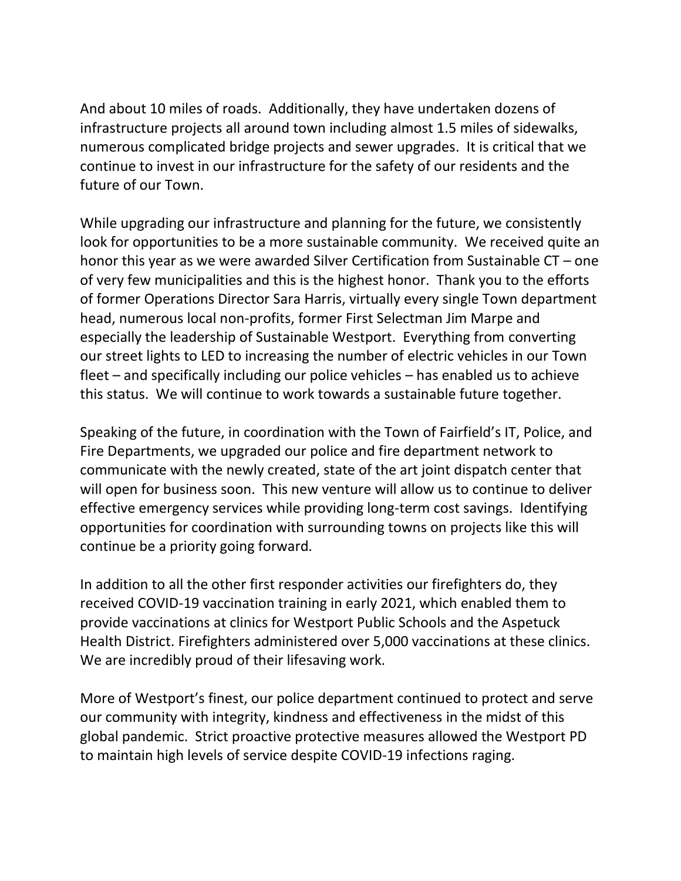And about 10 miles of roads. Additionally, they have undertaken dozens of infrastructure projects all around town including almost 1.5 miles of sidewalks, numerous complicated bridge projects and sewer upgrades. It is critical that we continue to invest in our infrastructure for the safety of our residents and the future of our Town.

While upgrading our infrastructure and planning for the future, we consistently look for opportunities to be a more sustainable community. We received quite an honor this year as we were awarded Silver Certification from Sustainable CT – one of very few municipalities and this is the highest honor. Thank you to the efforts of former Operations Director Sara Harris, virtually every single Town department head, numerous local non-profits, former First Selectman Jim Marpe and especially the leadership of Sustainable Westport. Everything from converting our street lights to LED to increasing the number of electric vehicles in our Town fleet – and specifically including our police vehicles – has enabled us to achieve this status. We will continue to work towards a sustainable future together.

Speaking of the future, in coordination with the Town of Fairfield's IT, Police, and Fire Departments, we upgraded our police and fire department network to communicate with the newly created, state of the art joint dispatch center that will open for business soon. This new venture will allow us to continue to deliver effective emergency services while providing long-term cost savings. Identifying opportunities for coordination with surrounding towns on projects like this will continue be a priority going forward.

In addition to all the other first responder activities our firefighters do, they received COVID-19 vaccination training in early 2021, which enabled them to provide vaccinations at clinics for Westport Public Schools and the Aspetuck Health District. Firefighters administered over 5,000 vaccinations at these clinics. We are incredibly proud of their lifesaving work.

More of Westport's finest, our police department continued to protect and serve our community with integrity, kindness and effectiveness in the midst of this global pandemic. Strict proactive protective measures allowed the Westport PD to maintain high levels of service despite COVID-19 infections raging.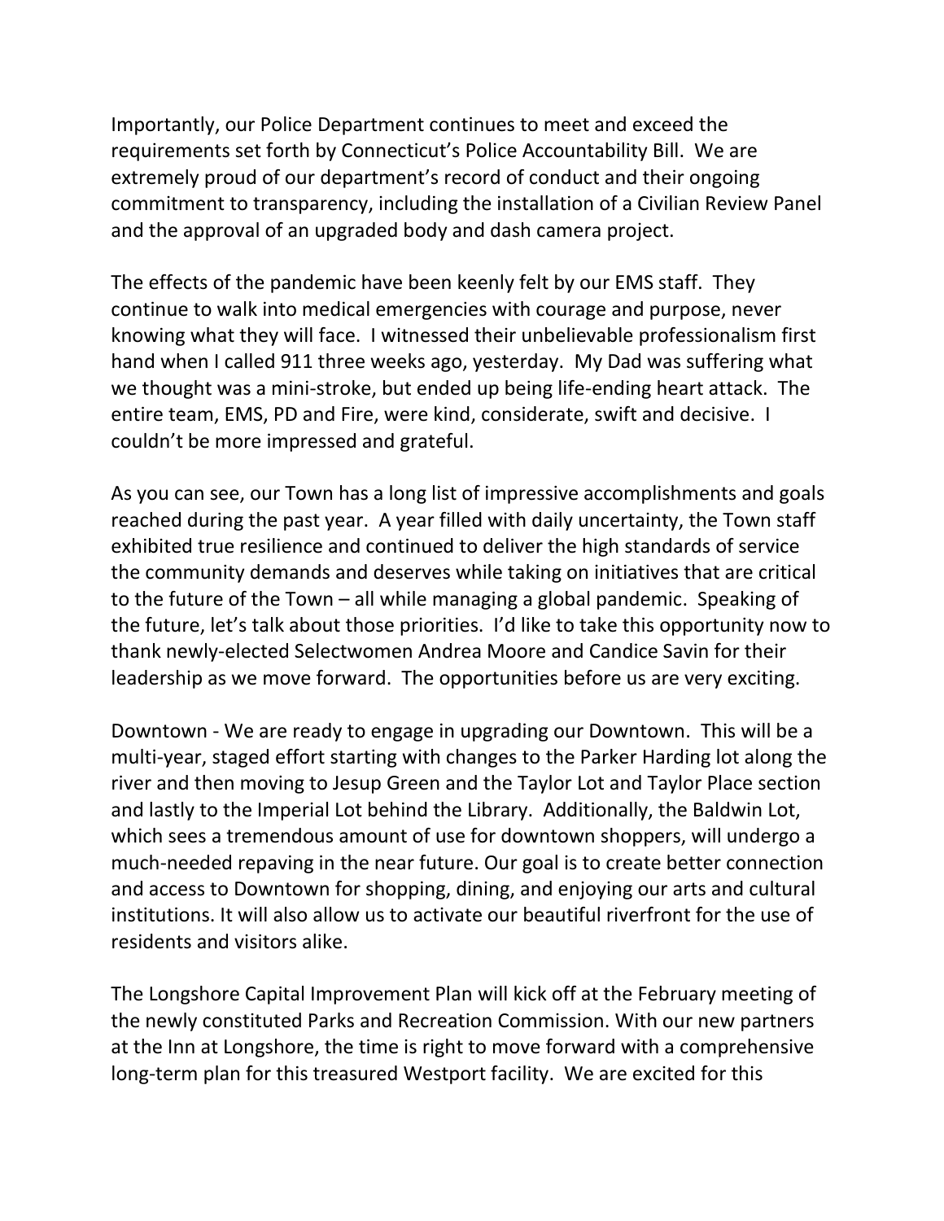Importantly, our Police Department continues to meet and exceed the requirements set forth by Connecticut's Police Accountability Bill. We are extremely proud of our department's record of conduct and their ongoing commitment to transparency, including the installation of a Civilian Review Panel and the approval of an upgraded body and dash camera project.

The effects of the pandemic have been keenly felt by our EMS staff. They continue to walk into medical emergencies with courage and purpose, never knowing what they will face. I witnessed their unbelievable professionalism first hand when I called 911 three weeks ago, yesterday. My Dad was suffering what we thought was a mini-stroke, but ended up being life-ending heart attack. The entire team, EMS, PD and Fire, were kind, considerate, swift and decisive. I couldn't be more impressed and grateful.

As you can see, our Town has a long list of impressive accomplishments and goals reached during the past year. A year filled with daily uncertainty, the Town staff exhibited true resilience and continued to deliver the high standards of service the community demands and deserves while taking on initiatives that are critical to the future of the Town – all while managing a global pandemic. Speaking of the future, let's talk about those priorities. I'd like to take this opportunity now to thank newly-elected Selectwomen Andrea Moore and Candice Savin for their leadership as we move forward. The opportunities before us are very exciting.

Downtown - We are ready to engage in upgrading our Downtown. This will be a multi-year, staged effort starting with changes to the Parker Harding lot along the river and then moving to Jesup Green and the Taylor Lot and Taylor Place section and lastly to the Imperial Lot behind the Library. Additionally, the Baldwin Lot, which sees a tremendous amount of use for downtown shoppers, will undergo a much-needed repaving in the near future. Our goal is to create better connection and access to Downtown for shopping, dining, and enjoying our arts and cultural institutions. It will also allow us to activate our beautiful riverfront for the use of residents and visitors alike.

The Longshore Capital Improvement Plan will kick off at the February meeting of the newly constituted Parks and Recreation Commission. With our new partners at the Inn at Longshore, the time is right to move forward with a comprehensive long-term plan for this treasured Westport facility. We are excited for this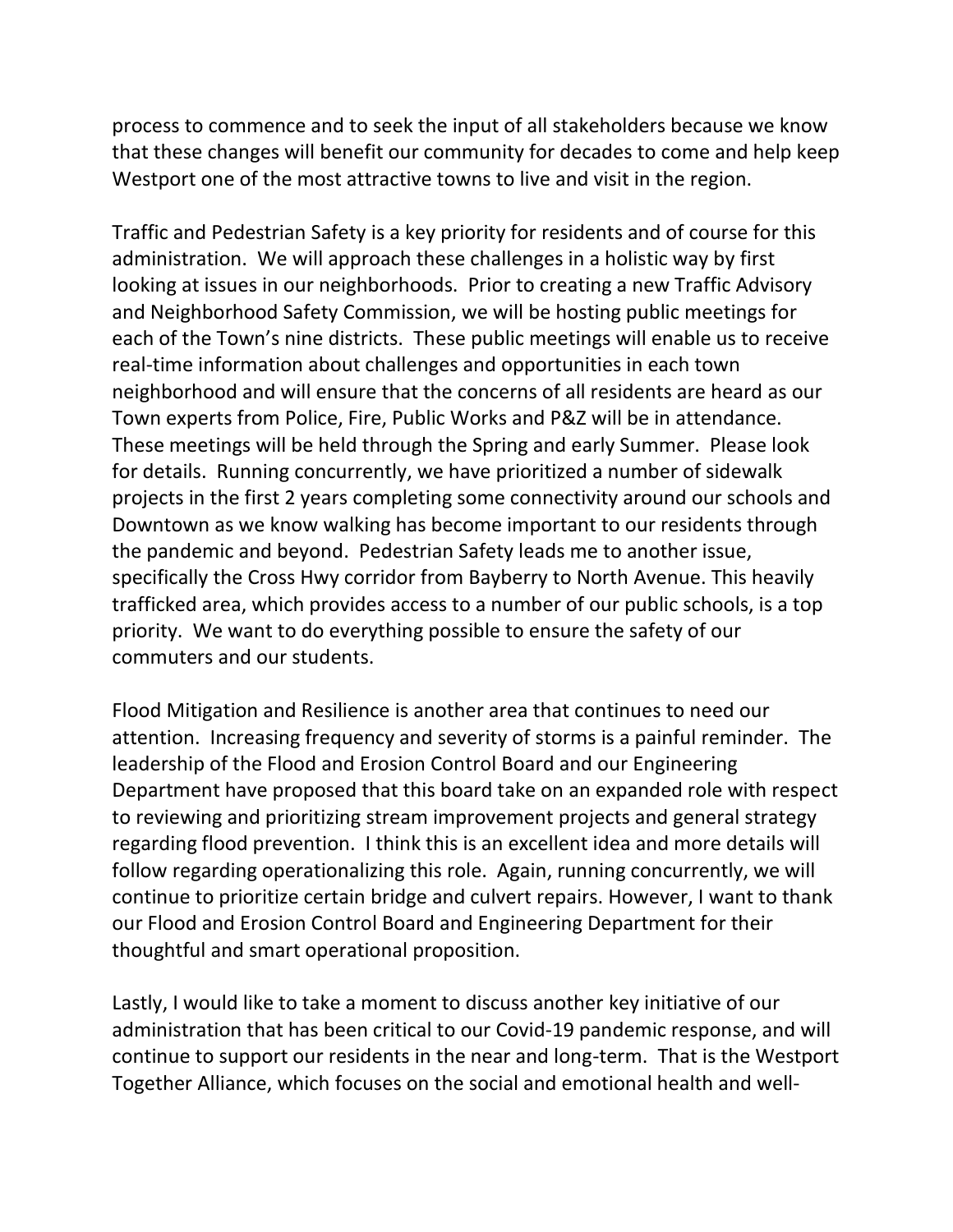process to commence and to seek the input of all stakeholders because we know that these changes will benefit our community for decades to come and help keep Westport one of the most attractive towns to live and visit in the region.

Traffic and Pedestrian Safety is a key priority for residents and of course for this administration. We will approach these challenges in a holistic way by first looking at issues in our neighborhoods. Prior to creating a new Traffic Advisory and Neighborhood Safety Commission, we will be hosting public meetings for each of the Town's nine districts. These public meetings will enable us to receive real-time information about challenges and opportunities in each town neighborhood and will ensure that the concerns of all residents are heard as our Town experts from Police, Fire, Public Works and P&Z will be in attendance. These meetings will be held through the Spring and early Summer. Please look for details. Running concurrently, we have prioritized a number of sidewalk projects in the first 2 years completing some connectivity around our schools and Downtown as we know walking has become important to our residents through the pandemic and beyond. Pedestrian Safety leads me to another issue, specifically the Cross Hwy corridor from Bayberry to North Avenue. This heavily trafficked area, which provides access to a number of our public schools, is a top priority. We want to do everything possible to ensure the safety of our commuters and our students.

Flood Mitigation and Resilience is another area that continues to need our attention. Increasing frequency and severity of storms is a painful reminder. The leadership of the Flood and Erosion Control Board and our Engineering Department have proposed that this board take on an expanded role with respect to reviewing and prioritizing stream improvement projects and general strategy regarding flood prevention. I think this is an excellent idea and more details will follow regarding operationalizing this role. Again, running concurrently, we will continue to prioritize certain bridge and culvert repairs. However, I want to thank our Flood and Erosion Control Board and Engineering Department for their thoughtful and smart operational proposition.

Lastly, I would like to take a moment to discuss another key initiative of our administration that has been critical to our Covid-19 pandemic response, and will continue to support our residents in the near and long-term. That is the Westport Together Alliance, which focuses on the social and emotional health and well-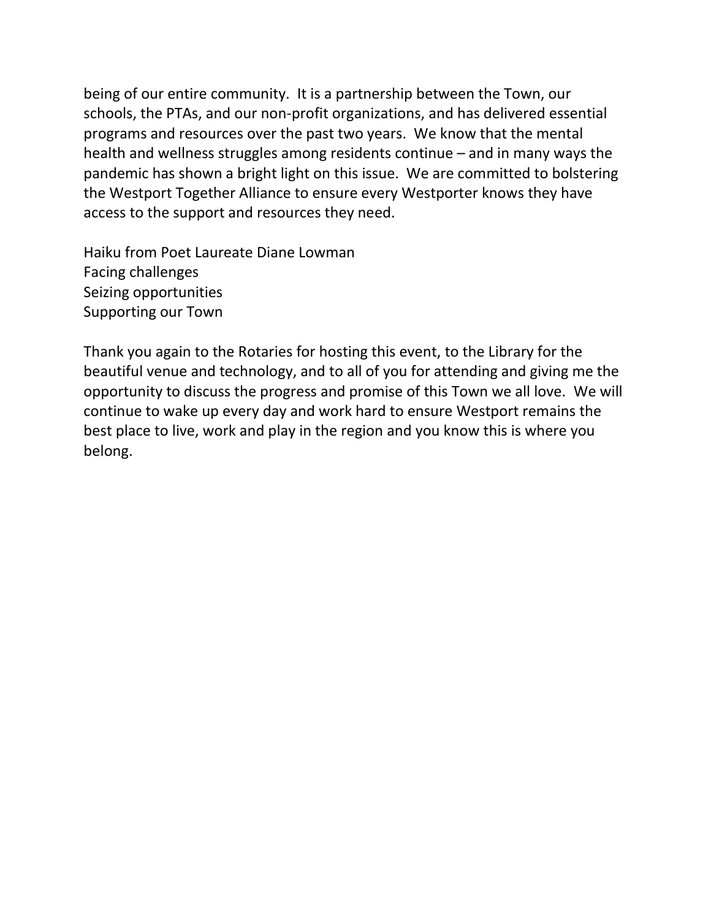being of our entire community. It is a partnership between the Town, our schools, the PTAs, and our non-profit organizations, and has delivered essential programs and resources over the past two years. We know that the mental health and wellness struggles among residents continue – and in many ways the pandemic has shown a bright light on this issue. We are committed to bolstering the Westport Together Alliance to ensure every Westporter knows they have access to the support and resources they need.

Haiku from Poet Laureate Diane Lowman
Facing challenges
Seizing opportunities
Supporting our Town

Thank you again to the Rotaries for hosting this event, to the Library for the beautiful venue and technology, and to all of you for attending and giving me the opportunity to discuss the progress and promise of this Town we all love. We will continue to wake up every day and work hard to ensure Westport remains the best place to live, work and play in the region and you know this is where you belong.